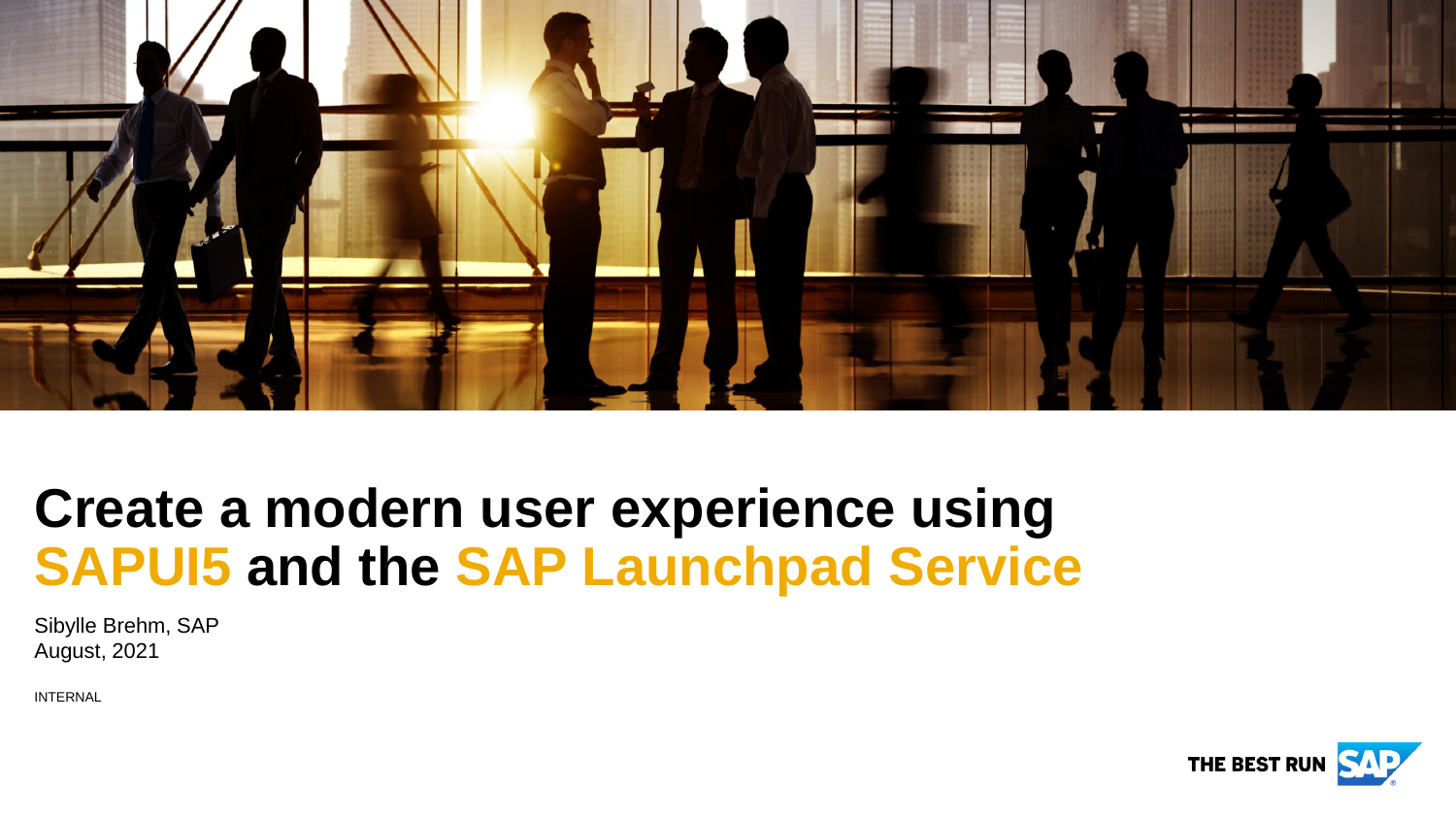# Create a modern user experience using SAPUI5 and the SAP Launchpad Service

Sibylle Brehm, SAP
August, 2021

INTERNAL

THE BEST RUN SAP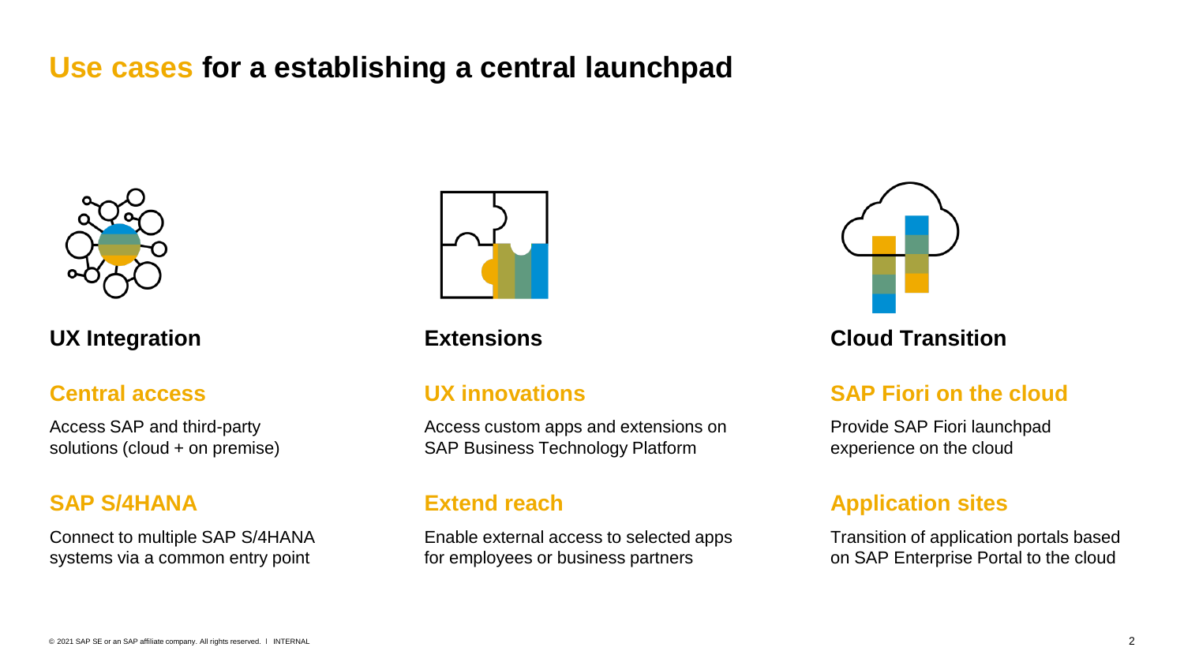# Use cases for a establishing a central launchpad

## UX Integration

### Central access

Access SAP and third-party solutions (cloud + on premise)

### SAP S/4HANA

Connect to multiple SAP S/4HANA systems via a common entry point

## Extensions

### UX innovations

Access custom apps and extensions on SAP Business Technology Platform

### Extend reach

Enable external access to selected apps for employees or business partners

## Cloud Transition

### SAP Fiori on the cloud

Provide SAP Fiori launchpad experience on the cloud

### Application sites

Transition of application portals based on SAP Enterprise Portal to the cloud

© 2021 SAP SE or an SAP affiliate company. All rights reserved. I INTERNAL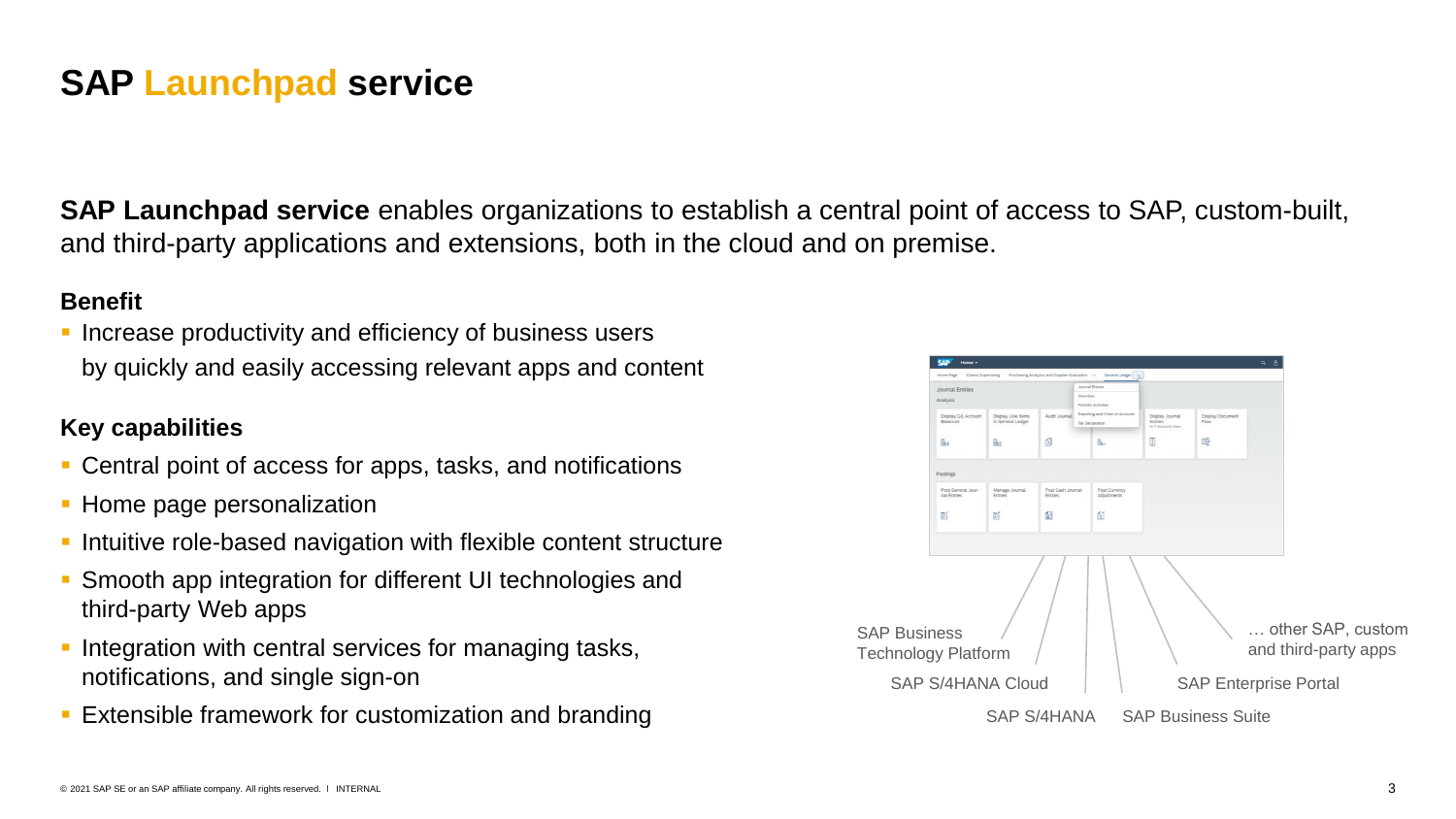# SAP Launchpad service

**SAP Launchpad service** enables organizations to establish a central point of access to SAP, custom-built, and third-party applications and extensions, both in the cloud and on premise.

## Benefit

- Increase productivity and efficiency of business users by quickly and easily accessing relevant apps and content

## Key capabilities

- Central point of access for apps, tasks, and notifications
- Home page personalization
- Intuitive role-based navigation with flexible content structure
- Smooth app integration for different UI technologies and third-party Web apps
- Integration with central services for managing tasks, notifications, and single sign-on
- Extensible framework for customization and branding

SAP Business Technology Platform

SAP S/4HANA Cloud

SAP S/4HANA

SAP Business Suite

SAP Enterprise Portal

… other SAP, custom and third-party apps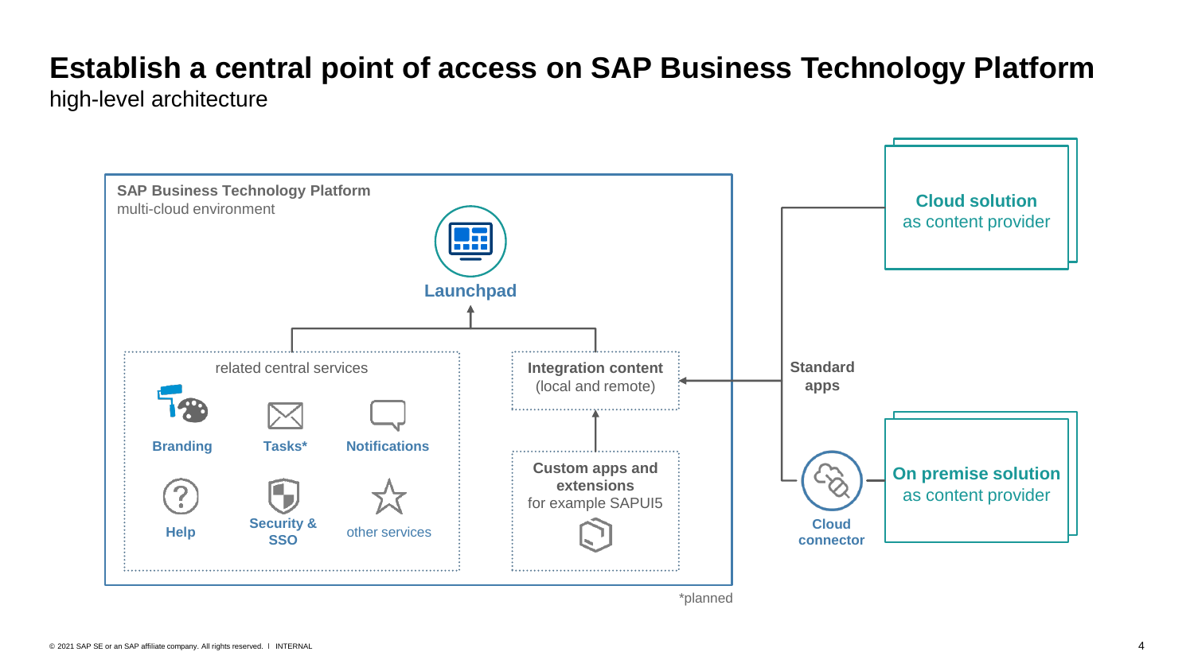# Establish a central point of access on SAP Business Technology Platform

high-level architecture

**SAP Business Technology Platform**
multi-cloud environment

**Launchpad**

related central services

- **Branding**
- **Tasks***
- **Notifications**
- **Help**
- **Security & SSO**
- other services

**Integration content**
(local and remote)

**Custom apps and extensions**
for example SAPUI5

**Standard apps**

**Cloud solution**
as content provider

**Cloud connector**

**On premise solution**
as content provider

*planned

© 2021 SAP SE or an SAP affiliate company. All rights reserved. I INTERNAL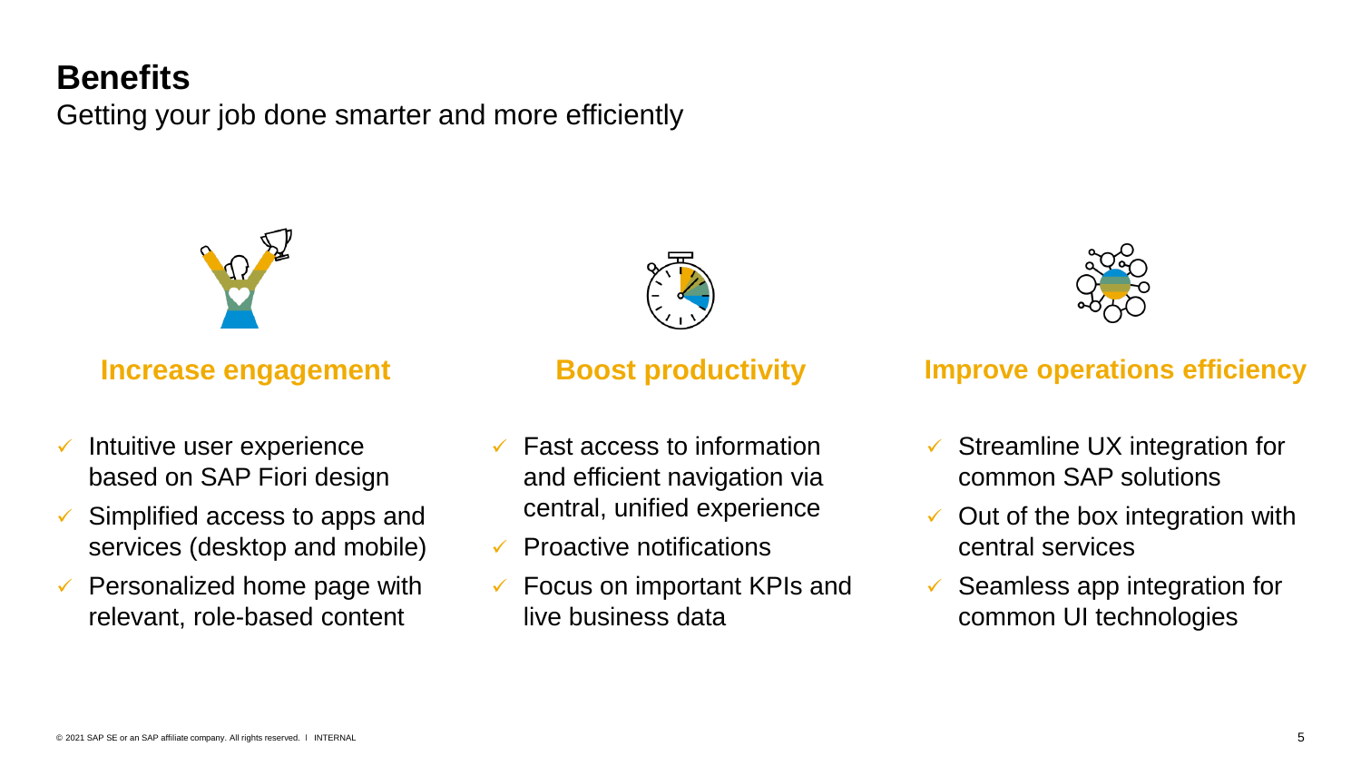# Benefits

Getting your job done smarter and more efficiently

### Increase engagement

- ✓ Intuitive user experience based on SAP Fiori design
- ✓ Simplified access to apps and services (desktop and mobile)
- ✓ Personalized home page with relevant, role-based content

### Boost productivity

- ✓ Fast access to information and efficient navigation via central, unified experience
- ✓ Proactive notifications
- ✓ Focus on important KPIs and live business data

### Improve operations efficiency

- ✓ Streamline UX integration for common SAP solutions
- ✓ Out of the box integration with central services
- ✓ Seamless app integration for common UI technologies

© 2021 SAP SE or an SAP affiliate company. All rights reserved. I INTERNAL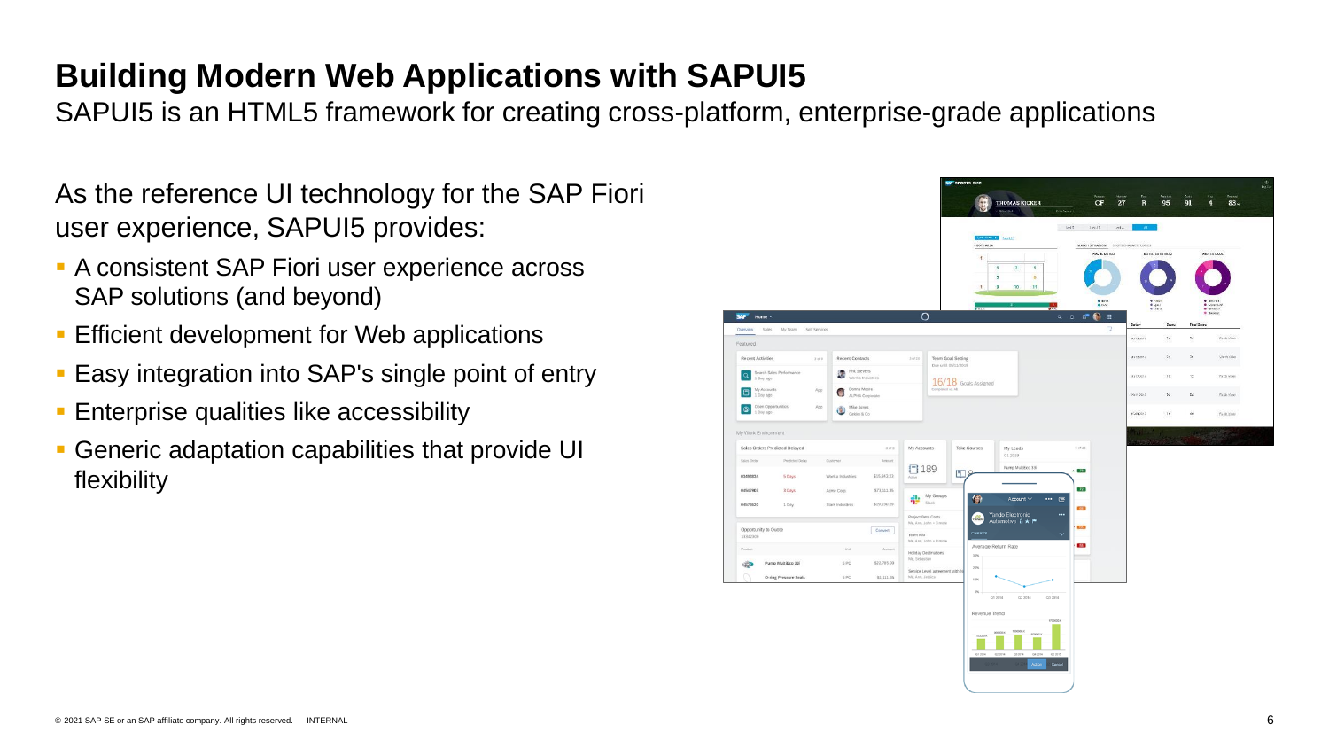# Building Modern Web Applications with SAPUI5

SAPUI5 is an HTML5 framework for creating cross-platform, enterprise-grade applications

As the reference UI technology for the SAP Fiori user experience, SAPUI5 provides:

- A consistent SAP Fiori user experience across SAP solutions (and beyond)
- Efficient development for Web applications
- Easy integration into SAP's single point of entry
- Enterprise qualities like accessibility
- Generic adaptation capabilities that provide UI flexibility

© 2021 SAP SE or an SAP affiliate company. All rights reserved. I INTERNAL